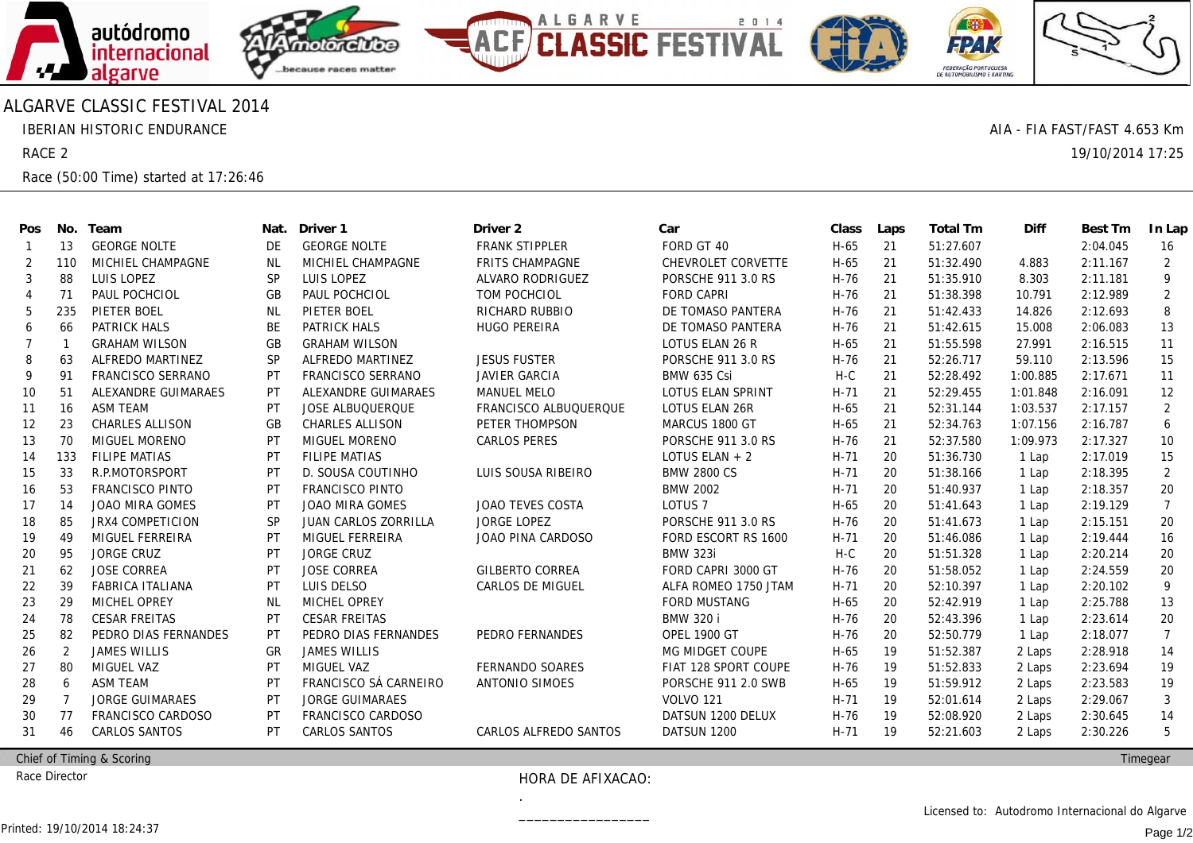# ALGARVE CLASSIC FESTIVAL 2014

IBERIAN HISTORIC ENDURANCE

AIA - FIA FAST/FAST 4.653 Km

RACE 2

19/10/2014 17:25

Race (50:00 Time) started at 17:26:46

| Pos | No. | Team | Nat. | Driver 1 | Driver 2 | Car | Class | Laps | Total Tm | Diff | Best Tm | In Lap |
|---|---|---|---|---|---|---|---|---|---|---|---|---|
| 1 | 13 | GEORGE NOLTE | DE | GEORGE NOLTE | FRANK STIPPLER | FORD GT 40 | H-65 | 21 | 51:27.607 | | 2:04.045 | 16 |
| 2 | 110 | MICHIEL CHAMPAGNE | NL | MICHIEL CHAMPAGNE | FRITS CHAMPAGNE | CHEVROLET CORVETTE | H-65 | 21 | 51:32.490 | 4.883 | 2:11.167 | 2 |
| 3 | 88 | LUIS LOPEZ | SP | LUIS LOPEZ | ALVARO RODRIGUEZ | PORSCHE 911 3.0 RS | H-76 | 21 | 51:35.910 | 8.303 | 2:11.181 | 9 |
| 4 | 71 | PAUL POCHCIOL | GB | PAUL POCHCIOL | TOM POCHCIOL | FORD CAPRI | H-76 | 21 | 51:38.398 | 10.791 | 2:12.989 | 2 |
| 5 | 235 | PIETER BOEL | NL | PIETER BOEL | RICHARD RUBBIO | DE TOMASO PANTERA | H-76 | 21 | 51:42.433 | 14.826 | 2:12.693 | 8 |
| 6 | 66 | PATRICK HALS | BE | PATRICK HALS | HUGO PEREIRA | DE TOMASO PANTERA | H-76 | 21 | 51:42.615 | 15.008 | 2:06.083 | 13 |
| 7 | 1 | GRAHAM WILSON | GB | GRAHAM WILSON | | LOTUS ELAN 26 R | H-65 | 21 | 51:55.598 | 27.991 | 2:16.515 | 11 |
| 8 | 63 | ALFREDO MARTINEZ | SP | ALFREDO MARTINEZ | JESUS FUSTER | PORSCHE 911 3.0 RS | H-76 | 21 | 52:26.717 | 59.110 | 2:13.596 | 15 |
| 9 | 91 | FRANCISCO SERRANO | PT | FRANCISCO SERRANO | JAVIER GARCIA | BMW 635 Csi | H-C | 21 | 52:28.492 | 1:00.885 | 2:17.671 | 11 |
| 10 | 51 | ALEXANDRE GUIMARAES | PT | ALEXANDRE GUIMARAES | MANUEL MELO | LOTUS ELAN SPRINT | H-71 | 21 | 52:29.455 | 1:01.848 | 2:16.091 | 12 |
| 11 | 16 | ASM TEAM | PT | JOSE ALBUQUERQUE | FRANCISCO ALBUQUERQUE | LOTUS ELAN 26R | H-65 | 21 | 52:31.144 | 1:03.537 | 2:17.157 | 2 |
| 12 | 23 | CHARLES ALLISON | GB | CHARLES ALLISON | PETER THOMPSON | MARCUS 1800 GT | H-65 | 21 | 52:34.763 | 1:07.156 | 2:16.787 | 6 |
| 13 | 70 | MIGUEL MORENO | PT | MIGUEL MORENO | CARLOS PERES | PORSCHE 911 3.0 RS | H-76 | 21 | 52:37.580 | 1:09.973 | 2:17.327 | 10 |
| 14 | 133 | FILIPE MATIAS | PT | FILIPE MATIAS | | LOTUS ELAN + 2 | H-71 | 20 | 51:36.730 | 1 Lap | 2:17.019 | 15 |
| 15 | 33 | R.P.MOTORSPORT | PT | D. SOUSA COUTINHO | LUIS SOUSA RIBEIRO | BMW 2800 CS | H-71 | 20 | 51:38.166 | 1 Lap | 2:18.395 | 2 |
| 16 | 53 | FRANCISCO PINTO | PT | FRANCISCO PINTO | | BMW 2002 | H-71 | 20 | 51:40.937 | 1 Lap | 2:18.357 | 20 |
| 17 | 14 | JOAO MIRA GOMES | PT | JOAO MIRA GOMES | JOAO TEVES COSTA | LOTUS 7 | H-65 | 20 | 51:41.643 | 1 Lap | 2:19.129 | 7 |
| 18 | 85 | JRX4 COMPETICION | SP | JUAN CARLOS ZORRILLA | JORGE LOPEZ | PORSCHE 911 3.0 RS | H-76 | 20 | 51:41.673 | 1 Lap | 2:15.151 | 20 |
| 19 | 49 | MIGUEL FERREIRA | PT | MIGUEL FERREIRA | JOAO PINA CARDOSO | FORD ESCORT RS 1600 | H-71 | 20 | 51:46.086 | 1 Lap | 2:19.444 | 16 |
| 20 | 95 | JORGE CRUZ | PT | JORGE CRUZ | | BMW 323i | H-C | 20 | 51:51.328 | 1 Lap | 2:20.214 | 20 |
| 21 | 62 | JOSE CORREA | PT | JOSE CORREA | GILBERTO CORREA | FORD CAPRI 3000 GT | H-76 | 20 | 51:58.052 | 1 Lap | 2:24.559 | 20 |
| 22 | 39 | FABRICA ITALIANA | PT | LUIS DELSO | CARLOS DE MIGUEL | ALFA ROMEO 1750 JTAM | H-71 | 20 | 52:10.397 | 1 Lap | 2:20.102 | 9 |
| 23 | 29 | MICHEL OPREY | NL | MICHEL OPREY | | FORD MUSTANG | H-65 | 20 | 52:42.919 | 1 Lap | 2:25.788 | 13 |
| 24 | 78 | CESAR FREITAS | PT | CESAR FREITAS | | BMW 320 i | H-76 | 20 | 52:43.396 | 1 Lap | 2:23.614 | 20 |
| 25 | 82 | PEDRO DIAS FERNANDES | PT | PEDRO DIAS FERNANDES | PEDRO FERNANDES | OPEL 1900 GT | H-76 | 20 | 52:50.779 | 1 Lap | 2:18.077 | 7 |
| 26 | 2 | JAMES WILLIS | GR | JAMES WILLIS | | MG MIDGET COUPE | H-65 | 19 | 51:52.387 | 2 Laps | 2:28.918 | 14 |
| 27 | 80 | MIGUEL VAZ | PT | MIGUEL VAZ | FERNANDO SOARES | FIAT 128 SPORT COUPE | H-76 | 19 | 51:52.833 | 2 Laps | 2:23.694 | 19 |
| 28 | 6 | ASM TEAM | PT | FRANCISCO SÁ CARNEIRO | ANTONIO SIMOES | PORSCHE 911 2.0 SWB | H-65 | 19 | 51:59.912 | 2 Laps | 2:23.583 | 19 |
| 29 | 7 | JORGE GUIMARAES | PT | JORGE GUIMARAES | | VOLVO 121 | H-71 | 19 | 52:01.614 | 2 Laps | 2:29.067 | 3 |
| 30 | 77 | FRANCISCO CARDOSO | PT | FRANCISCO CARDOSO | | DATSUN 1200 DELUX | H-76 | 19 | 52:08.920 | 2 Laps | 2:30.645 | 14 |
| 31 | 46 | CARLOS SANTOS | PT | CARLOS SANTOS | CARLOS ALFREDO SANTOS | DATSUN 1200 | H-71 | 19 | 52:21.603 | 2 Laps | 2:30.226 | 5 |

Chief of Timing & Scoring

Timegear

Race Director

HORA DE AFIXACAO:

.

________________

Licensed to: Autodromo Internacional do Algarve

Printed: 19/10/2014 18:24:37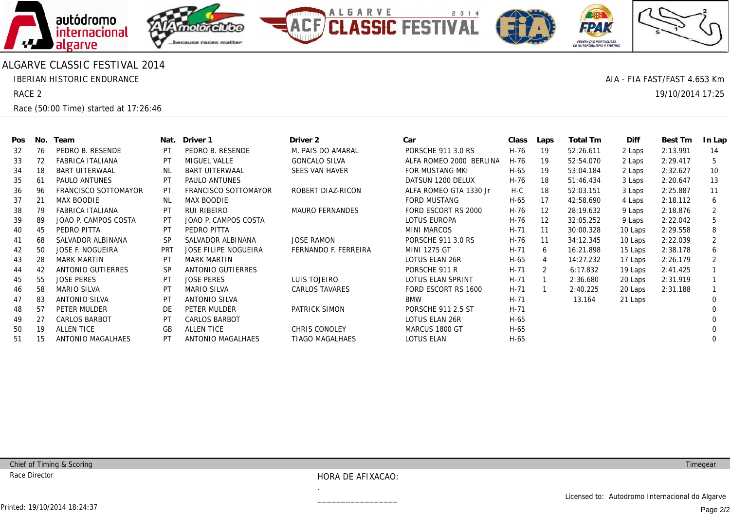# ALGARVE CLASSIC FESTIVAL 2014

IBERIAN HISTORIC ENDURANCE

RACE 2

Race (50:00 Time) started at 17:26:46

AIA - FIA FAST/FAST 4.653 Km

19/10/2014 17:25

| Pos | No. | Team | Nat. | Driver 1 | Driver 2 | Car | Class | Laps | Total Tm | Diff | Best Tm | In Lap |
|---|---|---|---|---|---|---|---|---|---|---|---|---|
| 32 | 76 | PEDRO B. RESENDE | PT | PEDRO B. RESENDE | M. PAIS DO AMARAL | PORSCHE 911 3.0 RS | H-76 | 19 | 52:26.611 | 2 Laps | 2:13.991 | 14 |
| 33 | 72 | FABRICA ITALIANA | PT | MIGUEL VALLE | GONCALO SILVA | ALFA ROMEO 2000 BERLINA | H-76 | 19 | 52:54.070 | 2 Laps | 2:29.417 | 5 |
| 34 | 18 | BART UITERWAAL | NL | BART UITERWAAL | SEES VAN HAVER | FOR MUSTANG MKI | H-65 | 19 | 53:04.184 | 2 Laps | 2:32.627 | 10 |
| 35 | 61 | PAULO ANTUNES | PT | PAULO ANTUNES | | DATSUN 1200 DELUX | H-76 | 18 | 51:46.434 | 3 Laps | 2:20.647 | 13 |
| 36 | 96 | FRANCISCO SOTTOMAYOR | PT | FRANCISCO SOTTOMAYOR | ROBERT DIAZ-RICON | ALFA ROMEO GTA 1330 Jr | H-C | 18 | 52:03.151 | 3 Laps | 2:25.887 | 11 |
| 37 | 21 | MAX BOODIE | NL | MAX BOODIE | | FORD MUSTANG | H-65 | 17 | 42:58.690 | 4 Laps | 2:18.112 | 6 |
| 38 | 79 | FABRICA ITALIANA | PT | RUI RIBEIRO | MAURO FERNANDES | FORD ESCORT RS 2000 | H-76 | 12 | 28:19.632 | 9 Laps | 2:18.876 | 2 |
| 39 | 89 | JOAO P. CAMPOS COSTA | PT | JOAO P. CAMPOS COSTA | | LOTUS EUROPA | H-76 | 12 | 32:05.252 | 9 Laps | 2:22.042 | 5 |
| 40 | 45 | PEDRO PITTA | PT | PEDRO PITTA | | MINI MARCOS | H-71 | 11 | 30:00.328 | 10 Laps | 2:29.558 | 8 |
| 41 | 68 | SALVADOR ALBINANA | SP | SALVADOR ALBINANA | JOSE RAMON | PORSCHE 911 3.0 RS | H-76 | 11 | 34:12.345 | 10 Laps | 2:22.039 | 2 |
| 42 | 50 | JOSE F. NOGUEIRA | PRT | JOSE FILIPE NOGUEIRA | FERNANDO F. FERREIRA | MINI 1275 GT | H-71 | 6 | 16:21.898 | 15 Laps | 2:38.178 | 6 |
| 43 | 28 | MARK MARTIN | PT | MARK MARTIN | | LOTUS ELAN 26R | H-65 | 4 | 14:27.232 | 17 Laps | 2:26.179 | 2 |
| 44 | 42 | ANTONIO GUTIERRES | SP | ANTONIO GUTIERRES | | PORSCHE 911 R | H-71 | 2 | 6:17.832 | 19 Laps | 2:41.425 | 1 |
| 45 | 55 | JOSE PERES | PT | JOSE PERES | LUIS TOJEIRO | LOTUS ELAN SPRINT | H-71 | 1 | 2:36.680 | 20 Laps | 2:31.919 | 1 |
| 46 | 58 | MARIO SILVA | PT | MARIO SILVA | CARLOS TAVARES | FORD ESCORT RS 1600 | H-71 | 1 | 2:40.225 | 20 Laps | 2:31.188 | 1 |
| 47 | 83 | ANTONIO SILVA | PT | ANTONIO SILVA | | BMW | H-71 | | 13.164 | 21 Laps | | 0 |
| 48 | 57 | PETER MULDER | DE | PETER MULDER | PATRICK SIMON | PORSCHE 911 2.5 ST | H-71 | | | | | 0 |
| 49 | 27 | CARLOS BARBOT | PT | CARLOS BARBOT | | LOTUS ELAN 26R | H-65 | | | | | 0 |
| 50 | 19 | ALLEN TICE | GB | ALLEN TICE | CHRIS CONOLEY | MARCUS 1800 GT | H-65 | | | | | 0 |
| 51 | 15 | ANTONIO MAGALHAES | PT | ANTONIO MAGALHAES | TIAGO MAGALHAES | LOTUS ELAN | H-65 | | | | | 0 |

Chief of Timing & Scoring

Race Director

HORA DE AFIXACAO:

.

________________

Timegear

Licensed to: Autodromo Internacional do Algarve

Printed: 19/10/2014 18:24:37